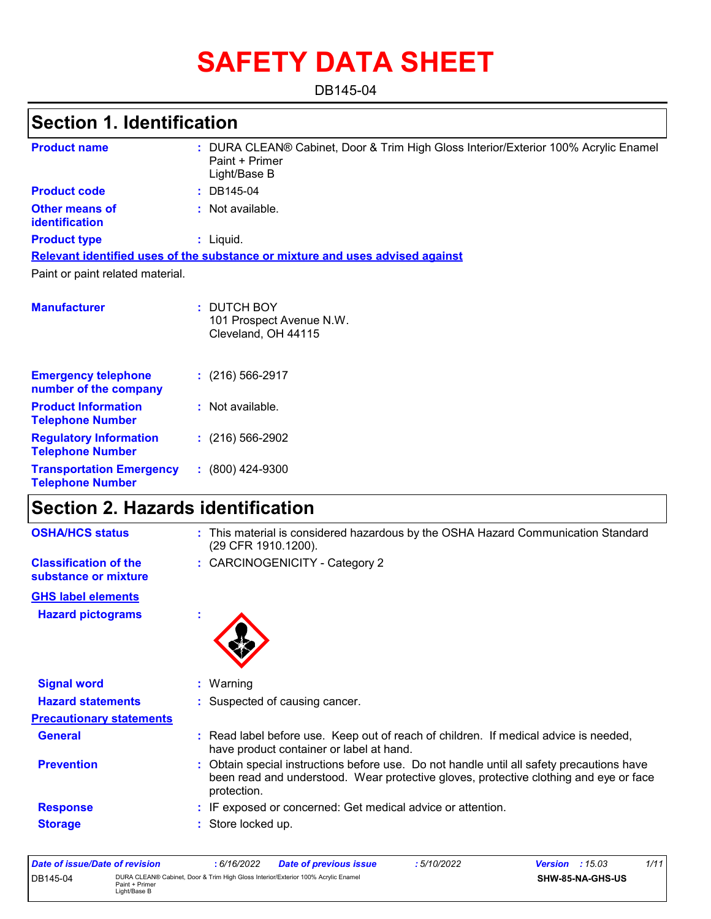# SAFETY DATA SHEET

DB145-04

## Section 1. Identification

**Product name** : DURA CLEAN® Cabinet, Door & Trim High Gloss Interior/Exterior 100% Acrylic Enamel Paint + Primer
Light/Base B

**Product code** : DB145-04

**Other means of identification** : Not available.

**Product type** : Liquid.

**Relevant identified uses of the substance or mixture and uses advised against**

Paint or paint related material.

**Manufacturer** : DUTCH BOY
101 Prospect Avenue N.W.
Cleveland, OH 44115

**Emergency telephone number of the company** : (216) 566-2917

**Product Information Telephone Number** : Not available.

**Regulatory Information Telephone Number** : (216) 566-2902

**Transportation Emergency Telephone Number** : (800) 424-9300

## Section 2. Hazards identification

**OSHA/HCS status** : This material is considered hazardous by the OSHA Hazard Communication Standard (29 CFR 1910.1200).

**Classification of the substance or mixture** : CARCINOGENICITY - Category 2

**GHS label elements**

**Hazard pictograms** :

**Signal word** : Warning

**Hazard statements** : Suspected of causing cancer.

**Precautionary statements**

**General** : Read label before use. Keep out of reach of children. If medical advice is needed, have product container or label at hand.

**Prevention** : Obtain special instructions before use. Do not handle until all safety precautions have been read and understood. Wear protective gloves, protective clothing and eye or face protection.

**Response** : IF exposed or concerned: Get medical advice or attention.

**Storage** : Store locked up.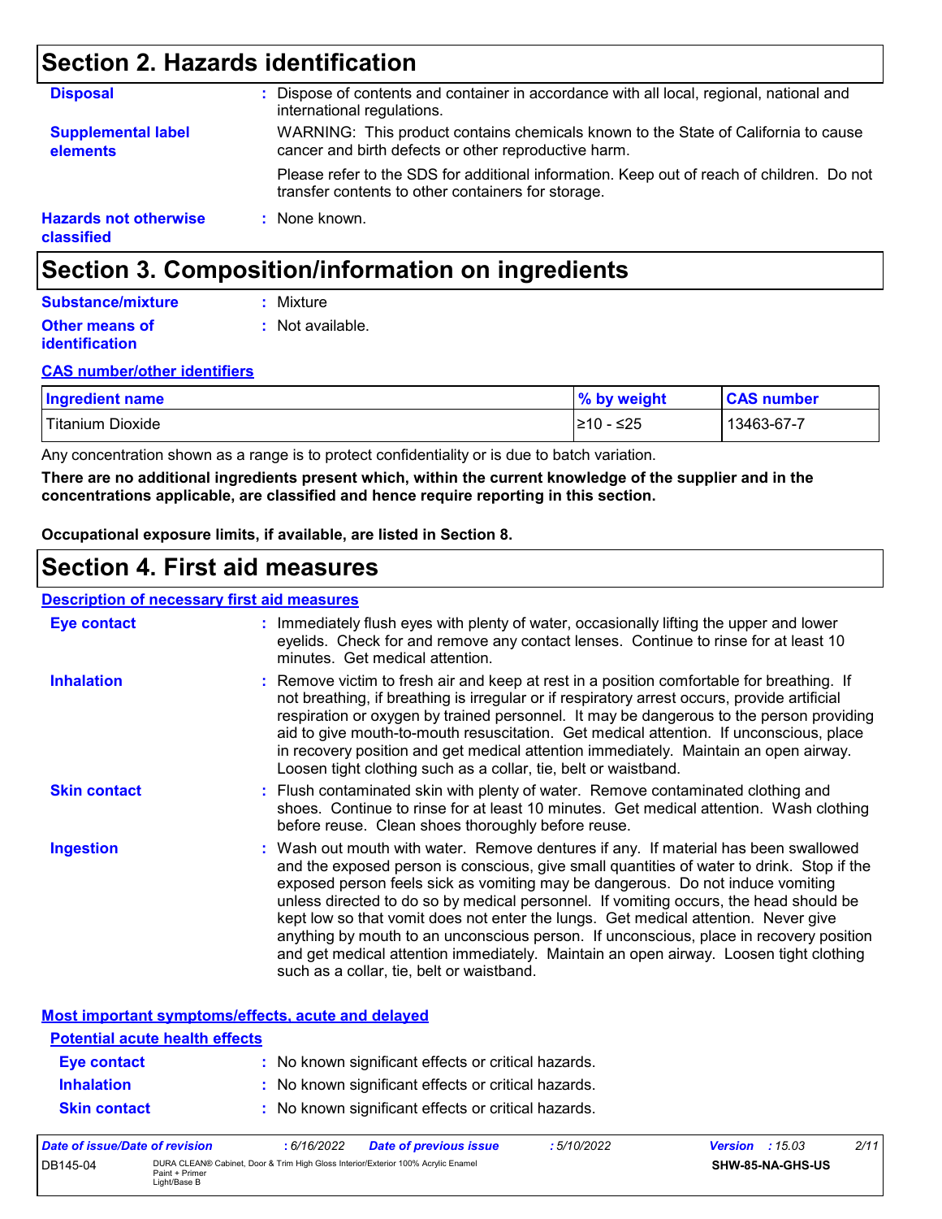# Section 2. Hazards identification

**Disposal** : Dispose of contents and container in accordance with all local, regional, national and international regulations.

**Supplemental label elements** WARNING: This product contains chemicals known to the State of California to cause cancer and birth defects or other reproductive harm.

Please refer to the SDS for additional information. Keep out of reach of children. Do not transfer contents to other containers for storage.

**Hazards not otherwise classified** : None known.

# Section 3. Composition/information on ingredients

**Substance/mixture** : Mixture

**Other means of identification** : Not available.

**CAS number/other identifiers**

| Ingredient name | % by weight | CAS number |
|---|---|---|
| Titanium Dioxide | ≥10 - ≤25 | 13463-67-7 |

Any concentration shown as a range is to protect confidentiality or is due to batch variation.

**There are no additional ingredients present which, within the current knowledge of the supplier and in the concentrations applicable, are classified and hence require reporting in this section.**

**Occupational exposure limits, if available, are listed in Section 8.**

# Section 4. First aid measures

**Description of necessary first aid measures**

**Eye contact** : Immediately flush eyes with plenty of water, occasionally lifting the upper and lower eyelids. Check for and remove any contact lenses. Continue to rinse for at least 10 minutes. Get medical attention.

**Inhalation** : Remove victim to fresh air and keep at rest in a position comfortable for breathing. If not breathing, if breathing is irregular or if respiratory arrest occurs, provide artificial respiration or oxygen by trained personnel. It may be dangerous to the person providing aid to give mouth-to-mouth resuscitation. Get medical attention. If unconscious, place in recovery position and get medical attention immediately. Maintain an open airway. Loosen tight clothing such as a collar, tie, belt or waistband.

**Skin contact** : Flush contaminated skin with plenty of water. Remove contaminated clothing and shoes. Continue to rinse for at least 10 minutes. Get medical attention. Wash clothing before reuse. Clean shoes thoroughly before reuse.

**Ingestion** : Wash out mouth with water. Remove dentures if any. If material has been swallowed and the exposed person is conscious, give small quantities of water to drink. Stop if the exposed person feels sick as vomiting may be dangerous. Do not induce vomiting unless directed to do so by medical personnel. If vomiting occurs, the head should be kept low so that vomit does not enter the lungs. Get medical attention. Never give anything by mouth to an unconscious person. If unconscious, place in recovery position and get medical attention immediately. Maintain an open airway. Loosen tight clothing such as a collar, tie, belt or waistband.

**Most important symptoms/effects, acute and delayed**

**Potential acute health effects**

**Eye contact** : No known significant effects or critical hazards.

**Inhalation** : No known significant effects or critical hazards.

**Skin contact** : No known significant effects or critical hazards.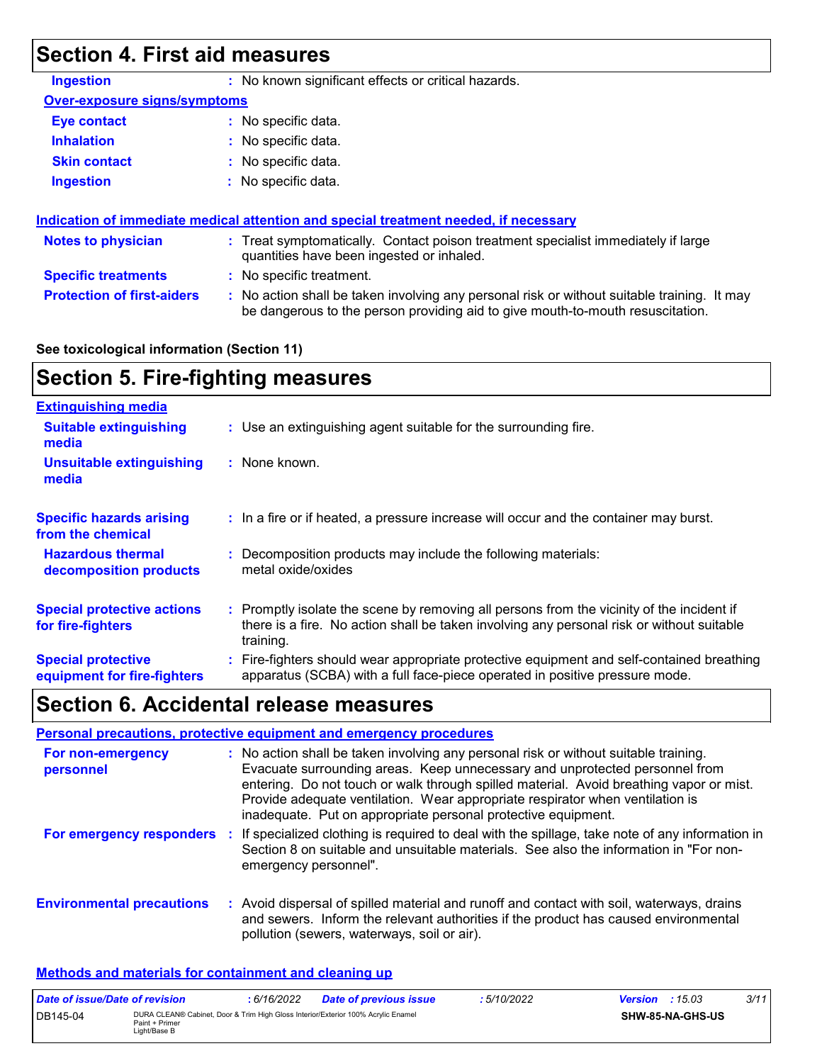## Section 4. First aid measures

**Ingestion** : No known significant effects or critical hazards.

**Over-exposure signs/symptoms**

**Eye contact** : No specific data.

**Inhalation** : No specific data.

**Skin contact** : No specific data.

**Ingestion** : No specific data.

**Indication of immediate medical attention and special treatment needed, if necessary**

**Notes to physician** : Treat symptomatically. Contact poison treatment specialist immediately if large quantities have been ingested or inhaled.

**Specific treatments** : No specific treatment.

**Protection of first-aiders** : No action shall be taken involving any personal risk or without suitable training. It may be dangerous to the person providing aid to give mouth-to-mouth resuscitation.

**See toxicological information (Section 11)**

## Section 5. Fire-fighting measures

**Extinguishing media**

**Suitable extinguishing media** : Use an extinguishing agent suitable for the surrounding fire.

**Unsuitable extinguishing media** : None known.

**Specific hazards arising from the chemical** : In a fire or if heated, a pressure increase will occur and the container may burst.

**Hazardous thermal decomposition products** : Decomposition products may include the following materials: metal oxide/oxides

**Special protective actions for fire-fighters** : Promptly isolate the scene by removing all persons from the vicinity of the incident if there is a fire. No action shall be taken involving any personal risk or without suitable training.

**Special protective equipment for fire-fighters** : Fire-fighters should wear appropriate protective equipment and self-contained breathing apparatus (SCBA) with a full face-piece operated in positive pressure mode.

## Section 6. Accidental release measures

**Personal precautions, protective equipment and emergency procedures**

**For non-emergency personnel** : No action shall be taken involving any personal risk or without suitable training. Evacuate surrounding areas. Keep unnecessary and unprotected personnel from entering. Do not touch or walk through spilled material. Avoid breathing vapor or mist. Provide adequate ventilation. Wear appropriate respirator when ventilation is inadequate. Put on appropriate personal protective equipment.

**For emergency responders** : If specialized clothing is required to deal with the spillage, take note of any information in Section 8 on suitable and unsuitable materials. See also the information in "For non-emergency personnel".

**Environmental precautions** : Avoid dispersal of spilled material and runoff and contact with soil, waterways, drains and sewers. Inform the relevant authorities if the product has caused environmental pollution (sewers, waterways, soil or air).

**Methods and materials for containment and cleaning up**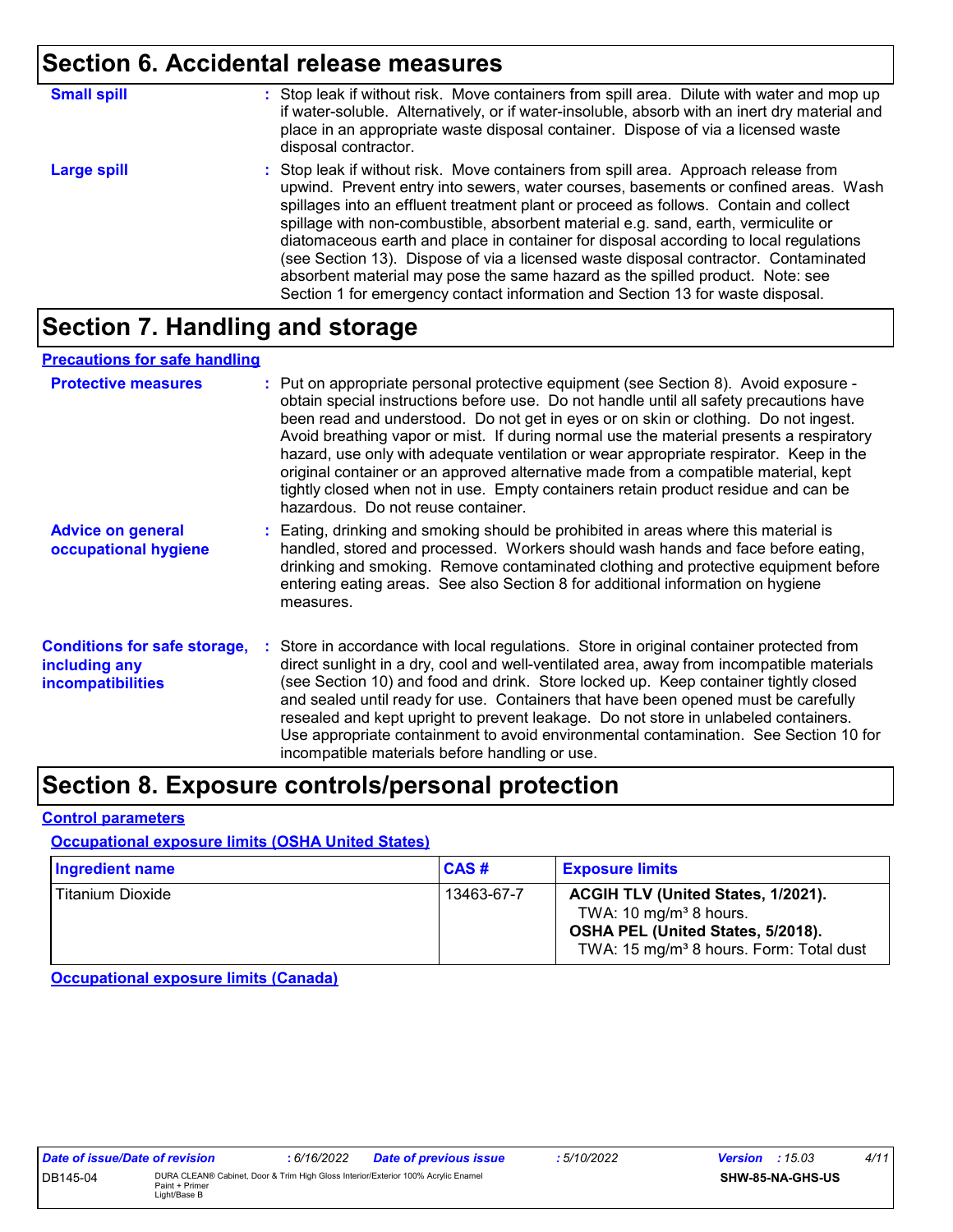# Section 6. Accidental release measures

**Small spill** : Stop leak if without risk. Move containers from spill area. Dilute with water and mop up if water-soluble. Alternatively, or if water-insoluble, absorb with an inert dry material and place in an appropriate waste disposal container. Dispose of via a licensed waste disposal contractor.

**Large spill** : Stop leak if without risk. Move containers from spill area. Approach release from upwind. Prevent entry into sewers, water courses, basements or confined areas. Wash spillages into an effluent treatment plant or proceed as follows. Contain and collect spillage with non-combustible, absorbent material e.g. sand, earth, vermiculite or diatomaceous earth and place in container for disposal according to local regulations (see Section 13). Dispose of via a licensed waste disposal contractor. Contaminated absorbent material may pose the same hazard as the spilled product. Note: see Section 1 for emergency contact information and Section 13 for waste disposal.

# Section 7. Handling and storage

## Precautions for safe handling

**Protective measures** : Put on appropriate personal protective equipment (see Section 8). Avoid exposure - obtain special instructions before use. Do not handle until all safety precautions have been read and understood. Do not get in eyes or on skin or clothing. Do not ingest. Avoid breathing vapor or mist. If during normal use the material presents a respiratory hazard, use only with adequate ventilation or wear appropriate respirator. Keep in the original container or an approved alternative made from a compatible material, kept tightly closed when not in use. Empty containers retain product residue and can be hazardous. Do not reuse container.

**Advice on general occupational hygiene** : Eating, drinking and smoking should be prohibited in areas where this material is handled, stored and processed. Workers should wash hands and face before eating, drinking and smoking. Remove contaminated clothing and protective equipment before entering eating areas. See also Section 8 for additional information on hygiene measures.

**Conditions for safe storage, including any incompatibilities** : Store in accordance with local regulations. Store in original container protected from direct sunlight in a dry, cool and well-ventilated area, away from incompatible materials (see Section 10) and food and drink. Store locked up. Keep container tightly closed and sealed until ready for use. Containers that have been opened must be carefully resealed and kept upright to prevent leakage. Do not store in unlabeled containers. Use appropriate containment to avoid environmental contamination. See Section 10 for incompatible materials before handling or use.

# Section 8. Exposure controls/personal protection

## Control parameters

### Occupational exposure limits (OSHA United States)

| Ingredient name | CAS # | Exposure limits |
|---|---|---|
| Titanium Dioxide | 13463-67-7 | **ACGIH TLV (United States, 1/2021).**<br>TWA: 10 mg/m³ 8 hours.<br>**OSHA PEL (United States, 5/2018).**<br>TWA: 15 mg/m³ 8 hours. Form: Total dust |

### Occupational exposure limits (Canada)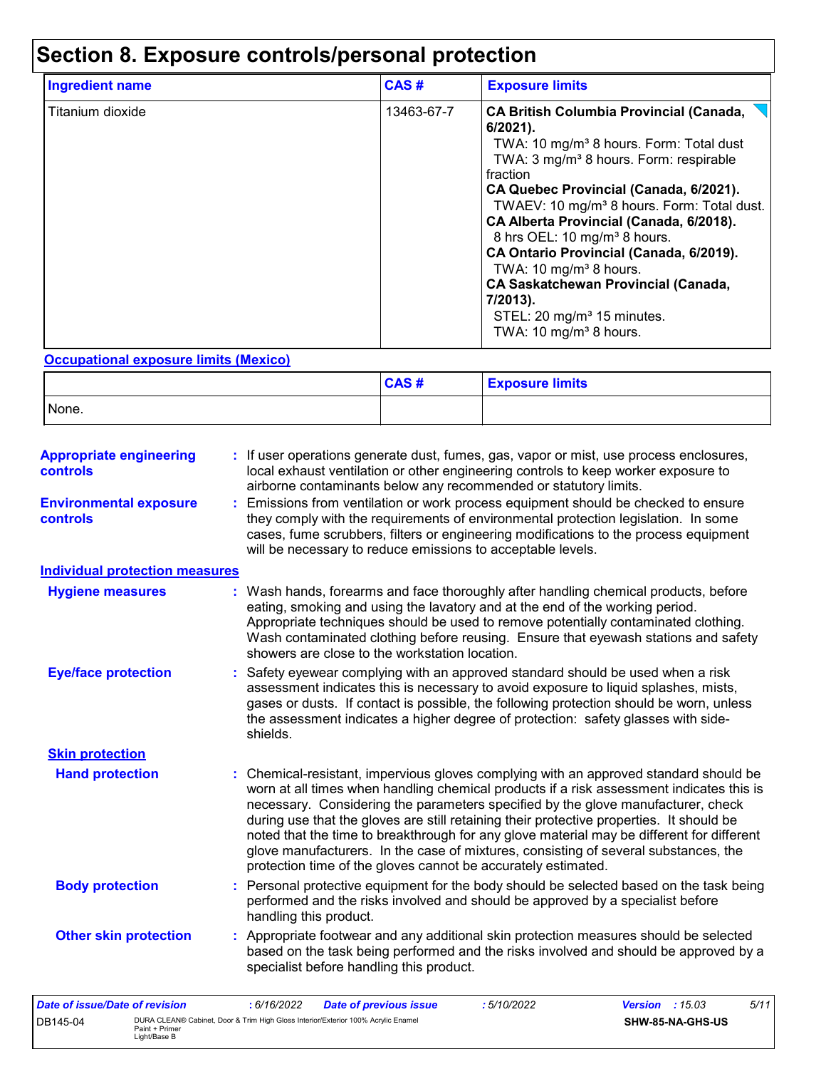# Section 8. Exposure controls/personal protection

| Ingredient name | CAS # | Exposure limits |
|---|---|---|
| Titanium dioxide | 13463-67-7 | **CA British Columbia Provincial (Canada, 6/2021).**<br>TWA: 10 mg/m³ 8 hours. Form: Total dust<br>TWA: 3 mg/m³ 8 hours. Form: respirable fraction<br>**CA Quebec Provincial (Canada, 6/2021).**<br>TWAEV: 10 mg/m³ 8 hours. Form: Total dust.<br>**CA Alberta Provincial (Canada, 6/2018).**<br>8 hrs OEL: 10 mg/m³ 8 hours.<br>**CA Ontario Provincial (Canada, 6/2019).**<br>TWA: 10 mg/m³ 8 hours.<br>**CA Saskatchewan Provincial (Canada, 7/2013).**<br>STEL: 20 mg/m³ 15 minutes.<br>TWA: 10 mg/m³ 8 hours. |

**Occupational exposure limits (Mexico)**

| | CAS # | Exposure limits |
|---|---|---|
| None. | | |

**Appropriate engineering controls** : If user operations generate dust, fumes, gas, vapor or mist, use process enclosures, local exhaust ventilation or other engineering controls to keep worker exposure to airborne contaminants below any recommended or statutory limits.

**Environmental exposure controls** : Emissions from ventilation or work process equipment should be checked to ensure they comply with the requirements of environmental protection legislation. In some cases, fume scrubbers, filters or engineering modifications to the process equipment will be necessary to reduce emissions to acceptable levels.

**Individual protection measures**

**Hygiene measures** : Wash hands, forearms and face thoroughly after handling chemical products, before eating, smoking and using the lavatory and at the end of the working period. Appropriate techniques should be used to remove potentially contaminated clothing. Wash contaminated clothing before reusing. Ensure that eyewash stations and safety showers are close to the workstation location.

**Eye/face protection** : Safety eyewear complying with an approved standard should be used when a risk assessment indicates this is necessary to avoid exposure to liquid splashes, mists, gases or dusts. If contact is possible, the following protection should be worn, unless the assessment indicates a higher degree of protection: safety glasses with side-shields.

**Skin protection**

**Hand protection** : Chemical-resistant, impervious gloves complying with an approved standard should be worn at all times when handling chemical products if a risk assessment indicates this is necessary. Considering the parameters specified by the glove manufacturer, check during use that the gloves are still retaining their protective properties. It should be noted that the time to breakthrough for any glove material may be different for different glove manufacturers. In the case of mixtures, consisting of several substances, the protection time of the gloves cannot be accurately estimated.

**Body protection** : Personal protective equipment for the body should be selected based on the task being performed and the risks involved and should be approved by a specialist before handling this product.

**Other skin protection** : Appropriate footwear and any additional skin protection measures should be selected based on the task being performed and the risks involved and should be approved by a specialist before handling this product.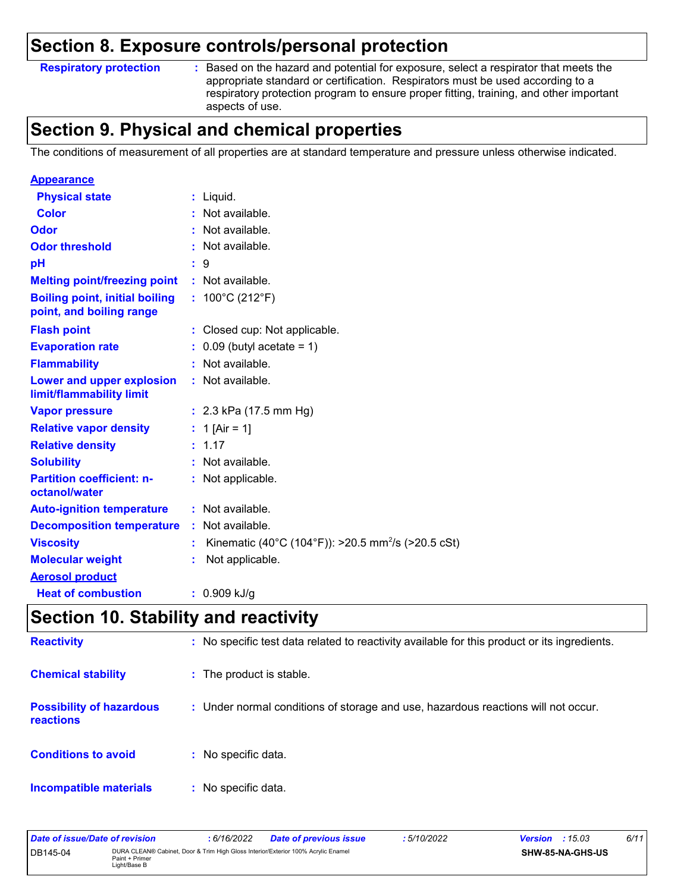## Section 8. Exposure controls/personal protection

| | | |
|---|---|---|
| **Respiratory protection** | : | Based on the hazard and potential for exposure, select a respirator that meets the appropriate standard or certification. Respirators must be used according to a respiratory protection program to ensure proper fitting, training, and other important aspects of use. |

## Section 9. Physical and chemical properties

The conditions of measurement of all properties are at standard temperature and pressure unless otherwise indicated.

| | | |
|---|---|---|
| **Appearance** | | |
| **Physical state** | : | Liquid. |
| **Color** | : | Not available. |
| **Odor** | : | Not available. |
| **Odor threshold** | : | Not available. |
| **pH** | : | 9 |
| **Melting point/freezing point** | : | Not available. |
| **Boiling point, initial boiling point, and boiling range** | : | 100°C (212°F) |
| **Flash point** | : | Closed cup: Not applicable. |
| **Evaporation rate** | : | 0.09 (butyl acetate = 1) |
| **Flammability** | : | Not available. |
| **Lower and upper explosion limit/flammability limit** | : | Not available. |
| **Vapor pressure** | : | 2.3 kPa (17.5 mm Hg) |
| **Relative vapor density** | : | 1 [Air = 1] |
| **Relative density** | : | 1.17 |
| **Solubility** | : | Not available. |
| **Partition coefficient: n-octanol/water** | : | Not applicable. |
| **Auto-ignition temperature** | : | Not available. |
| **Decomposition temperature** | : | Not available. |
| **Viscosity** | : | Kinematic (40°C (104°F)): >20.5 $mm^2/s$ (>20.5 cSt) |
| **Molecular weight** | : | Not applicable. |
| **Aerosol product** | | |
| **Heat of combustion** | : | 0.909 kJ/g |

## Section 10. Stability and reactivity

| | | |
|---|---|---|
| **Reactivity** | : | No specific test data related to reactivity available for this product or its ingredients. |
| **Chemical stability** | : | The product is stable. |
| **Possibility of hazardous reactions** | : | Under normal conditions of storage and use, hazardous reactions will not occur. |
| **Conditions to avoid** | : | No specific data. |
| **Incompatible materials** | : | No specific data. |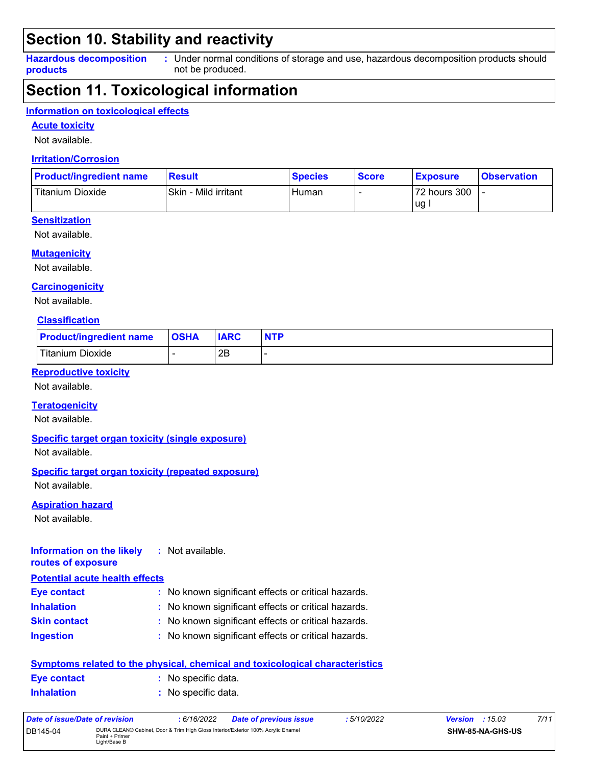## Section 10. Stability and reactivity

**Hazardous decomposition products** : Under normal conditions of storage and use, hazardous decomposition products should not be produced.

## Section 11. Toxicological information

### Information on toxicological effects

#### Acute toxicity

Not available.

#### Irritation/Corrosion

| Product/ingredient name | Result | Species | Score | Exposure | Observation |
|---|---|---|---|---|---|
| Titanium Dioxide | Skin - Mild irritant | Human | - | 72 hours 300 ug I | - |

#### Sensitization

Not available.

#### Mutagenicity

Not available.

#### Carcinogenicity

Not available.

#### Classification

| Product/ingredient name | OSHA | IARC | NTP |
|---|---|---|---|
| Titanium Dioxide | - | 2B | - |

#### Reproductive toxicity

Not available.

#### Teratogenicity

Not available.

#### Specific target organ toxicity (single exposure)

Not available.

#### Specific target organ toxicity (repeated exposure)

Not available.

#### Aspiration hazard

Not available.

**Information on the likely routes of exposure** : Not available.

#### Potential acute health effects

**Eye contact** : No known significant effects or critical hazards.
**Inhalation** : No known significant effects or critical hazards.
**Skin contact** : No known significant effects or critical hazards.
**Ingestion** : No known significant effects or critical hazards.

#### Symptoms related to the physical, chemical and toxicological characteristics

**Eye contact** : No specific data.
**Inhalation** : No specific data.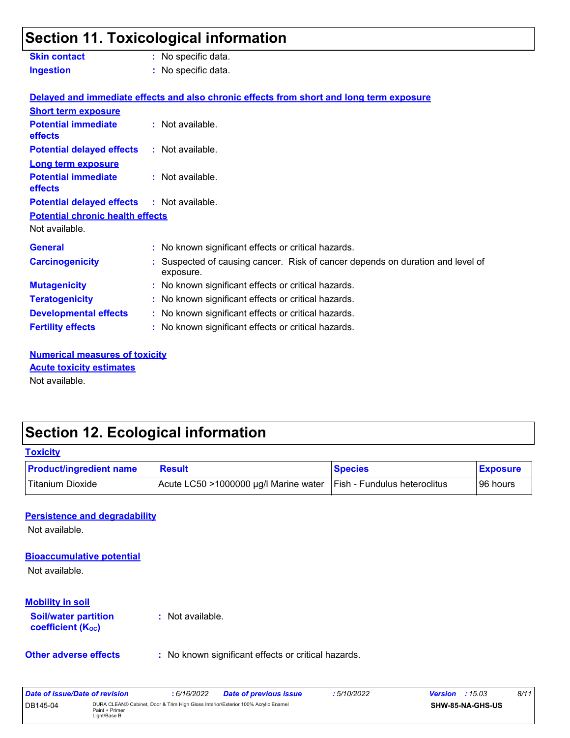## Section 11. Toxicological information

**Skin contact** : No specific data.

**Ingestion** : No specific data.

**Delayed and immediate effects and also chronic effects from short and long term exposure**

**Short term exposure**

**Potential immediate effects** : Not available.

**Potential delayed effects** : Not available.

**Long term exposure**

**Potential immediate effects** : Not available.

**Potential delayed effects** : Not available.

**Potential chronic health effects**

Not available.

**General** : No known significant effects or critical hazards.

**Carcinogenicity** : Suspected of causing cancer. Risk of cancer depends on duration and level of exposure.

**Mutagenicity** : No known significant effects or critical hazards.

**Teratogenicity** : No known significant effects or critical hazards.

**Developmental effects** : No known significant effects or critical hazards.

**Fertility effects** : No known significant effects or critical hazards.

**Numerical measures of toxicity**

**Acute toxicity estimates**

Not available.

## Section 12. Ecological information

**Toxicity**

| Product/ingredient name | Result | Species | Exposure |
|---|---|---|---|
| Titanium Dioxide | Acute LC50 >1000000 µg/l Marine water | Fish - Fundulus heteroclitus | 96 hours |

**Persistence and degradability**

Not available.

**Bioaccumulative potential**

Not available.

**Mobility in soil**

**Soil/water partition coefficient ($K_{OC}$)** : Not available.

**Other adverse effects** : No known significant effects or critical hazards.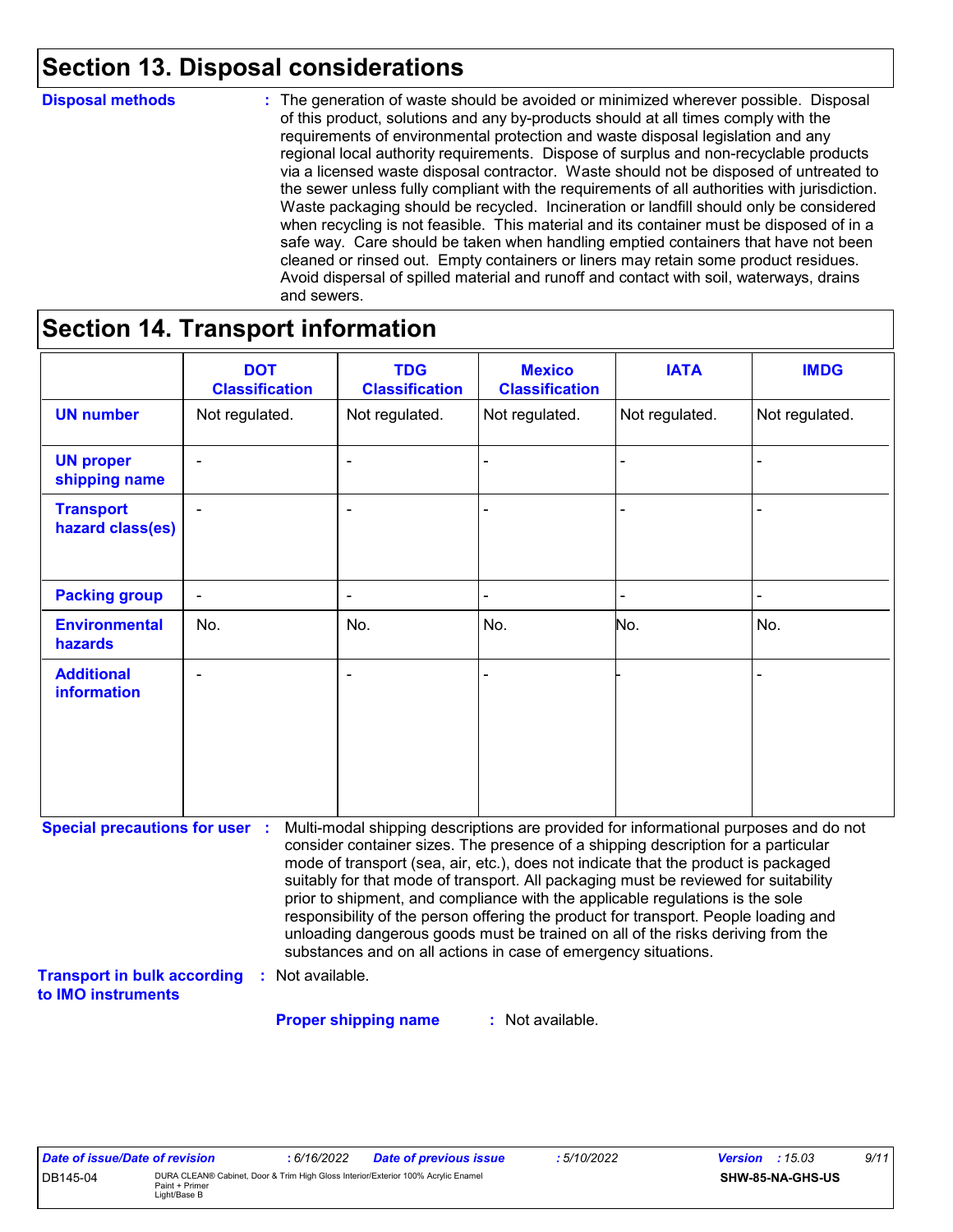## Section 13. Disposal considerations

**Disposal methods** : The generation of waste should be avoided or minimized wherever possible. Disposal of this product, solutions and any by-products should at all times comply with the requirements of environmental protection and waste disposal legislation and any regional local authority requirements. Dispose of surplus and non-recyclable products via a licensed waste disposal contractor. Waste should not be disposed of untreated to the sewer unless fully compliant with the requirements of all authorities with jurisdiction. Waste packaging should be recycled. Incineration or landfill should only be considered when recycling is not feasible. This material and its container must be disposed of in a safe way. Care should be taken when handling emptied containers that have not been cleaned or rinsed out. Empty containers or liners may retain some product residues. Avoid dispersal of spilled material and runoff and contact with soil, waterways, drains and sewers.

## Section 14. Transport information

| | DOT Classification | TDG Classification | Mexico Classification | IATA | IMDG |
|---|---|---|---|---|---|
| **UN number** | Not regulated. | Not regulated. | Not regulated. | Not regulated. | Not regulated. |
| **UN proper shipping name** | - | - | - | - | - |
| **Transport hazard class(es)** | - | - | - | - | - |
| **Packing group** | - | - | - | - | - |
| **Environmental hazards** | No. | No. | No. | No. | No. |
| **Additional information** | - | - | - | - | - |

**Special precautions for user** : Multi-modal shipping descriptions are provided for informational purposes and do not consider container sizes. The presence of a shipping description for a particular mode of transport (sea, air, etc.), does not indicate that the product is packaged suitably for that mode of transport. All packaging must be reviewed for suitability prior to shipment, and compliance with the applicable regulations is the sole responsibility of the person offering the product for transport. People loading and unloading dangerous goods must be trained on all of the risks deriving from the substances and on all actions in case of emergency situations.

**Transport in bulk according to IMO instruments** : Not available.

**Proper shipping name** : Not available.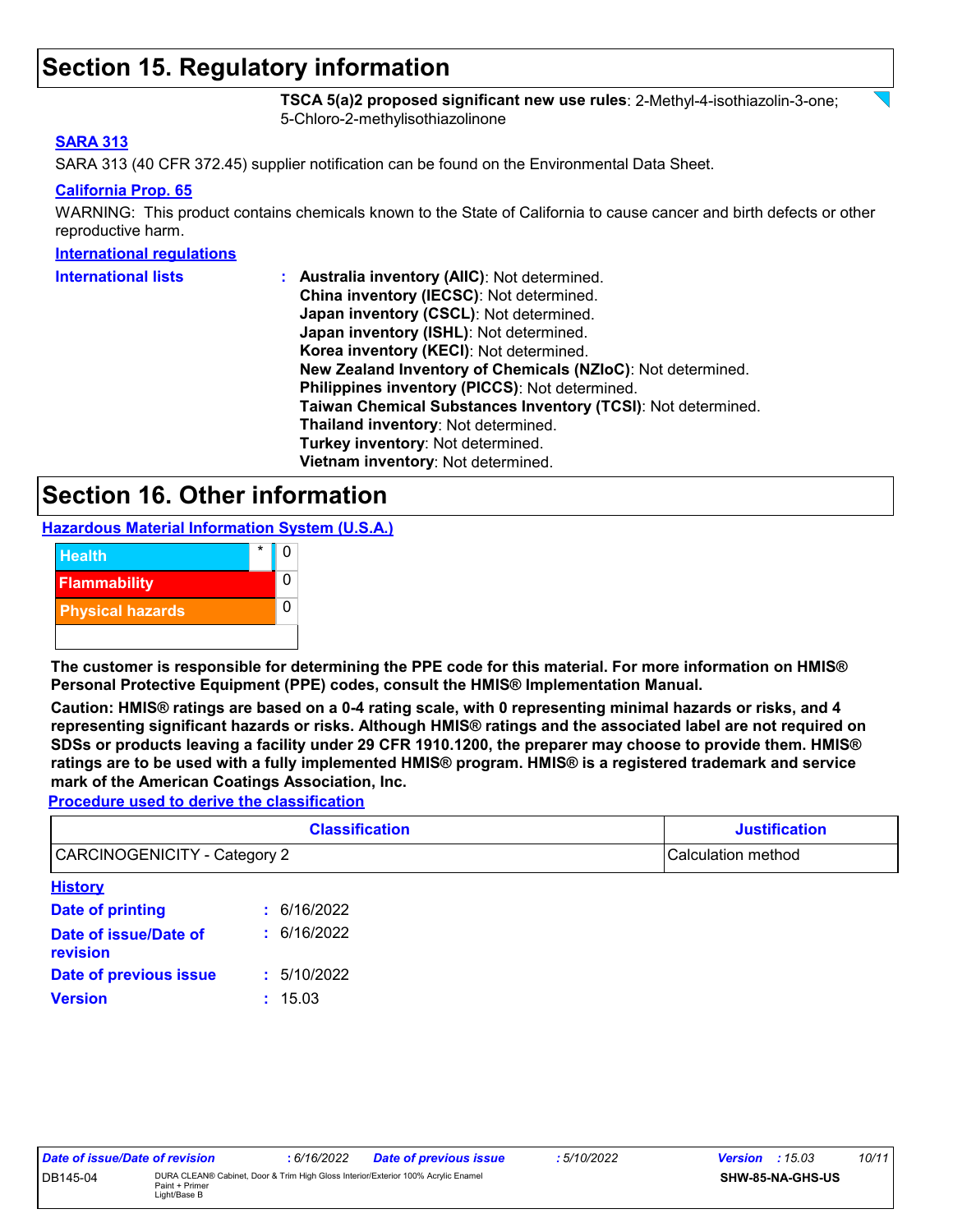## Section 15. Regulatory information

**TSCA 5(a)2 proposed significant new use rules**: 2-Methyl-4-isothiazolin-3-one; 5-Chloro-2-methylisothiazolinone

**SARA 313**

SARA 313 (40 CFR 372.45) supplier notification can be found on the Environmental Data Sheet.

**California Prop. 65**

WARNING: This product contains chemicals known to the State of California to cause cancer and birth defects or other reproductive harm.

**International regulations**

**International lists** :
- **Australia inventory (AIIC)**: Not determined.
- **China inventory (IECSC)**: Not determined.
- **Japan inventory (CSCL)**: Not determined.
- **Japan inventory (ISHL)**: Not determined.
- **Korea inventory (KECI)**: Not determined.
- **New Zealand Inventory of Chemicals (NZIoC)**: Not determined.
- **Philippines inventory (PICCS)**: Not determined.
- **Taiwan Chemical Substances Inventory (TCSI)**: Not determined.
- **Thailand inventory**: Not determined.
- **Turkey inventory**: Not determined.
- **Vietnam inventory**: Not determined.

## Section 16. Other information

**Hazardous Material Information System (U.S.A.)**

| | | |
|---|---|---|
| Health | * | 0 |
| Flammability | | 0 |
| Physical hazards | | 0 |
| | | |

**The customer is responsible for determining the PPE code for this material. For more information on HMIS® Personal Protective Equipment (PPE) codes, consult the HMIS® Implementation Manual.**

**Caution: HMIS® ratings are based on a 0-4 rating scale, with 0 representing minimal hazards or risks, and 4 representing significant hazards or risks. Although HMIS® ratings and the associated label are not required on SDSs or products leaving a facility under 29 CFR 1910.1200, the preparer may choose to provide them. HMIS® ratings are to be used with a fully implemented HMIS® program. HMIS® is a registered trademark and service mark of the American Coatings Association, Inc.**

**Procedure used to derive the classification**

| Classification | Justification |
|---|---|
| CARCINOGENICITY - Category 2 | Calculation method |

**History**

**Date of printing** : 6/16/2022

**Date of issue/Date of revision** : 6/16/2022

**Date of previous issue** : 5/10/2022

**Version** : 15.03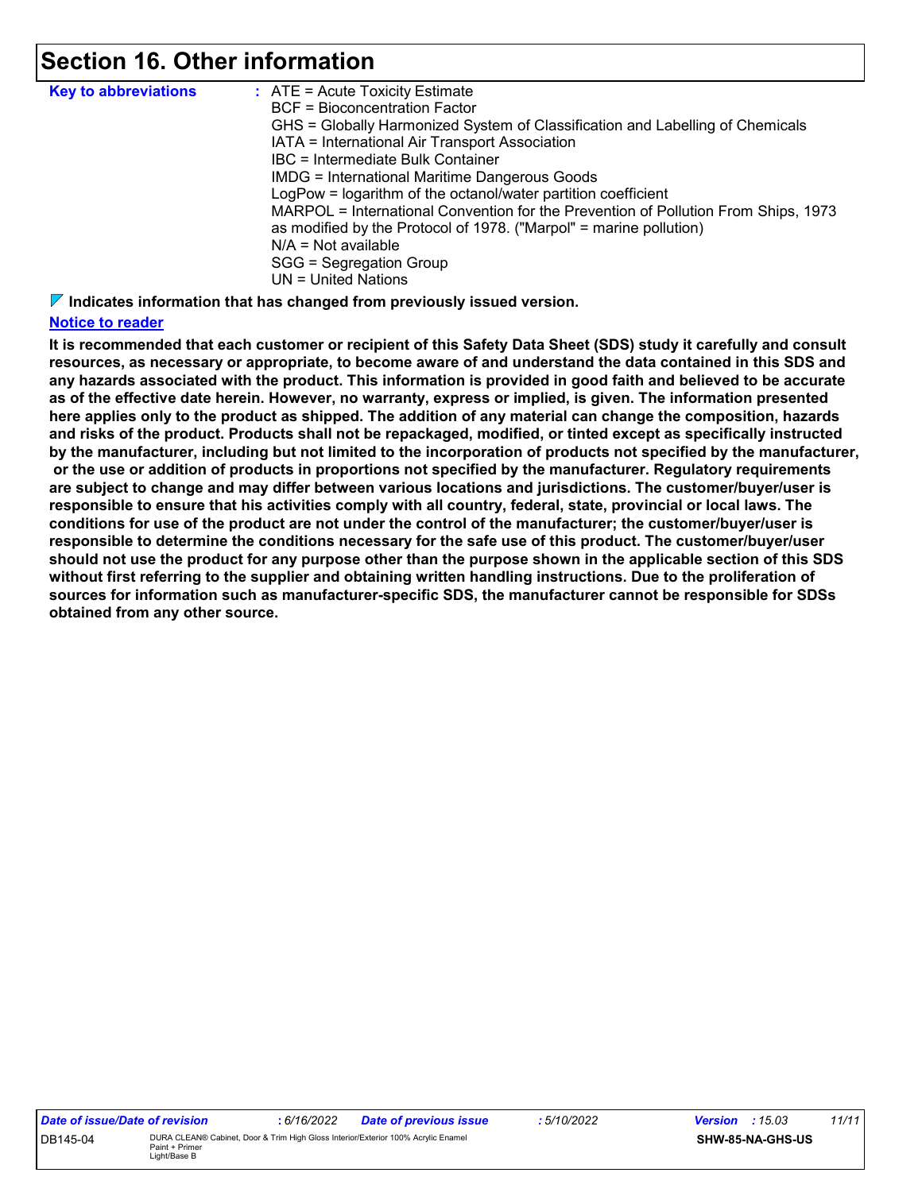# Section 16. Other information

**Key to abbreviations** : ATE = Acute Toxicity Estimate
BCF = Bioconcentration Factor
GHS = Globally Harmonized System of Classification and Labelling of Chemicals
IATA = International Air Transport Association
IBC = Intermediate Bulk Container
IMDG = International Maritime Dangerous Goods
LogPow = logarithm of the octanol/water partition coefficient
MARPOL = International Convention for the Prevention of Pollution From Ships, 1973 as modified by the Protocol of 1978. ("Marpol" = marine pollution)
N/A = Not available
SGG = Segregation Group
UN = United Nations

**Indicates information that has changed from previously issued version.**

**Notice to reader**

**It is recommended that each customer or recipient of this Safety Data Sheet (SDS) study it carefully and consult resources, as necessary or appropriate, to become aware of and understand the data contained in this SDS and any hazards associated with the product. This information is provided in good faith and believed to be accurate as of the effective date herein. However, no warranty, express or implied, is given. The information presented here applies only to the product as shipped. The addition of any material can change the composition, hazards and risks of the product. Products shall not be repackaged, modified, or tinted except as specifically instructed by the manufacturer, including but not limited to the incorporation of products not specified by the manufacturer, or the use or addition of products in proportions not specified by the manufacturer. Regulatory requirements are subject to change and may differ between various locations and jurisdictions. The customer/buyer/user is responsible to ensure that his activities comply with all country, federal, state, provincial or local laws. The conditions for use of the product are not under the control of the manufacturer; the customer/buyer/user is responsible to determine the conditions necessary for the safe use of this product. The customer/buyer/user should not use the product for any purpose other than the purpose shown in the applicable section of this SDS without first referring to the supplier and obtaining written handling instructions. Due to the proliferation of sources for information such as manufacturer-specific SDS, the manufacturer cannot be responsible for SDSs obtained from any other source.**